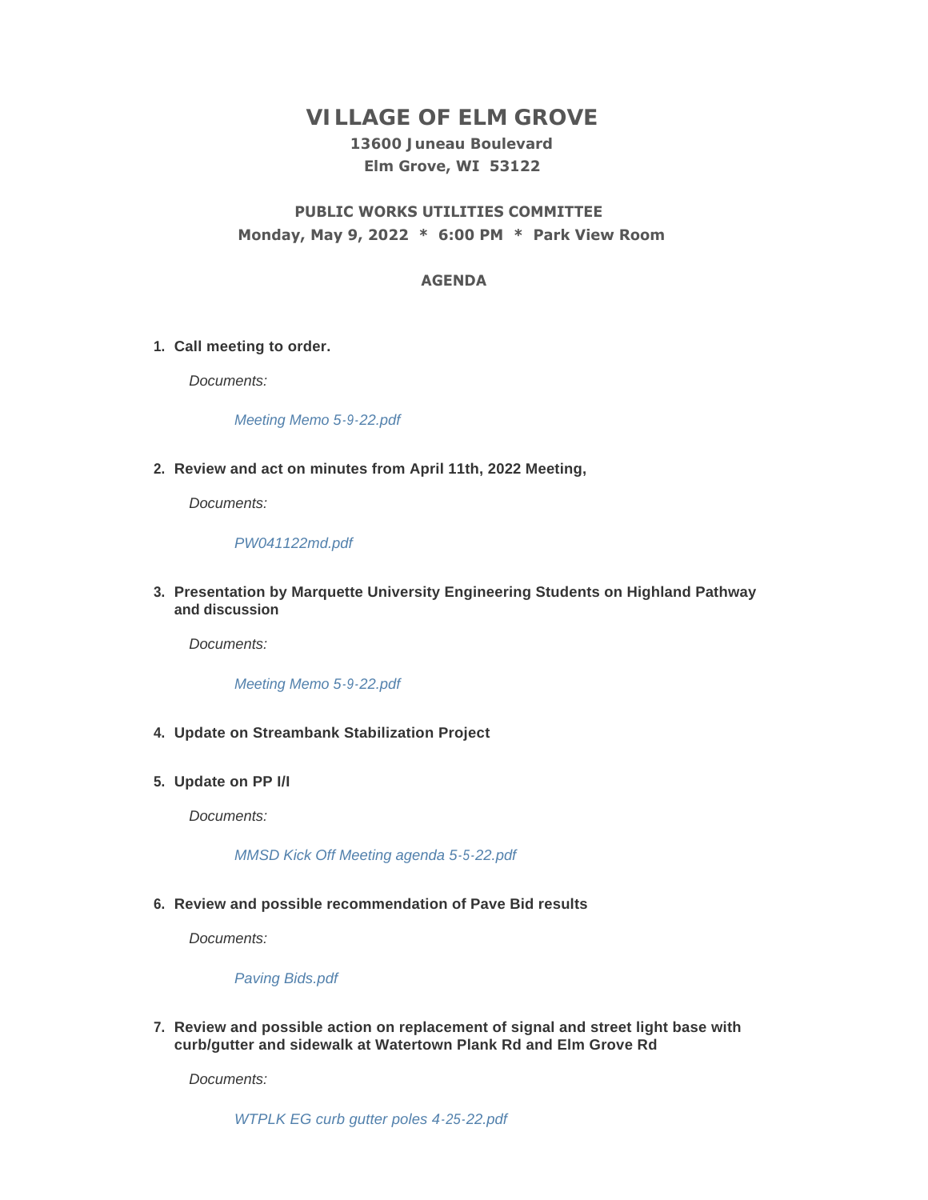# VILLAGE OF ELM GROVE

**13600 Juneau Boulevard**
**Elm Grove, WI 53122**

## PUBLIC WORKS UTILITIES COMMITTEE

**Monday, May 9, 2022 * 6:00 PM * Park View Room**

### AGENDA

1. **Call meeting to order.**

   *Documents:*

   *Meeting Memo 5-9-22.pdf*

2. **Review and act on minutes from April 11th, 2022 Meeting,**

   *Documents:*

   *PW041122md.pdf*

3. **Presentation by Marquette University Engineering Students on Highland Pathway and discussion**

   *Documents:*

   *Meeting Memo 5-9-22.pdf*

4. **Update on Streambank Stabilization Project**

5. **Update on PP I/I**

   *Documents:*

   *MMSD Kick Off Meeting agenda 5-5-22.pdf*

6. **Review and possible recommendation of Pave Bid results**

   *Documents:*

   *Paving Bids.pdf*

7. **Review and possible action on replacement of signal and street light base with curb/gutter and sidewalk at Watertown Plank Rd and Elm Grove Rd**

   *Documents:*

   *WTPLK EG curb gutter poles 4-25-22.pdf*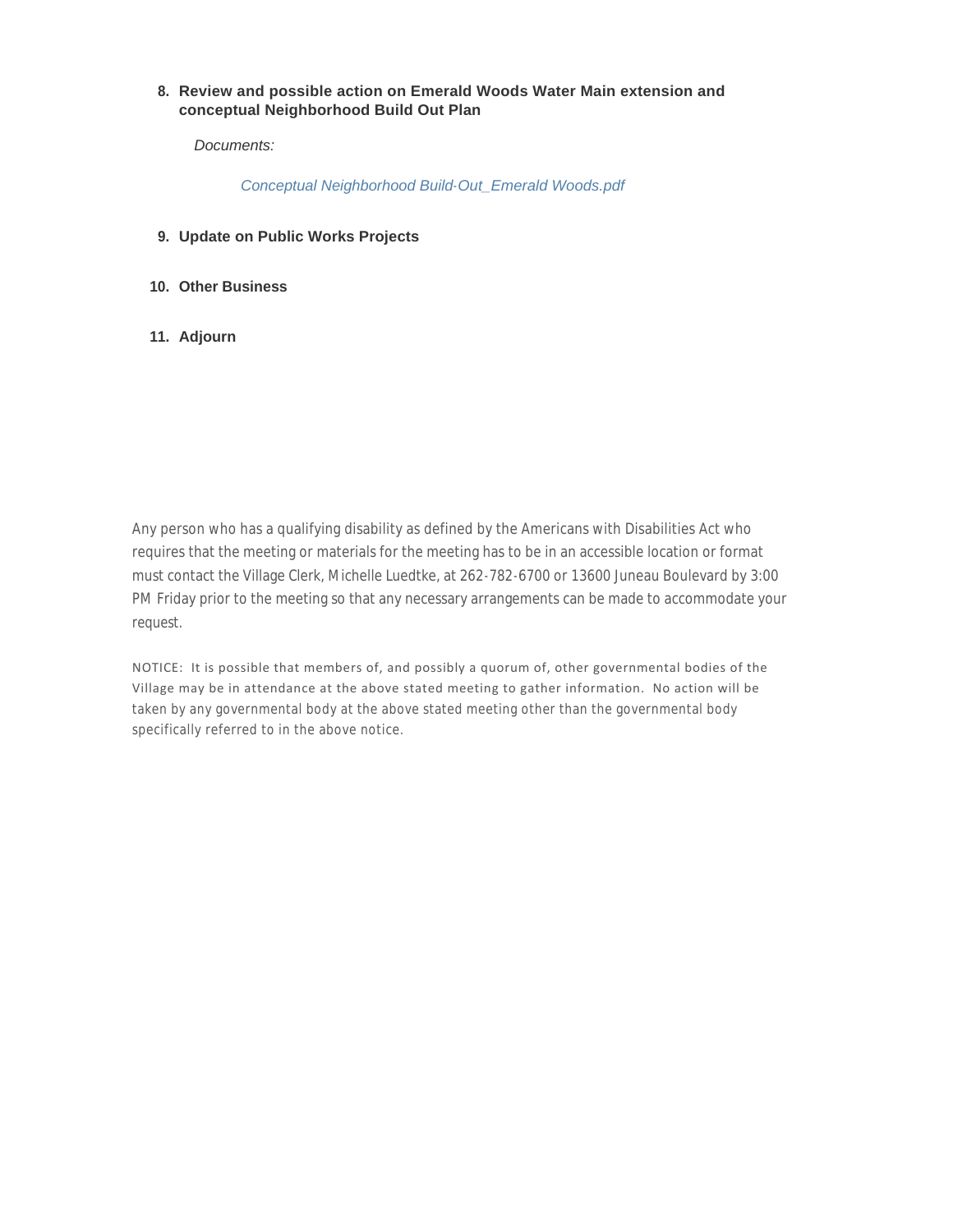8. **Review and possible action on Emerald Woods Water Main extension and conceptual Neighborhood Build Out Plan**

   *Documents:*

   *Conceptual Neighborhood Build-Out_Emerald Woods.pdf*

9. **Update on Public Works Projects**

10. **Other Business**

11. **Adjourn**

Any person who has a qualifying disability as defined by the Americans with Disabilities Act who requires that the meeting or materials for the meeting has to be in an accessible location or format must contact the Village Clerk, Michelle Luedtke, at 262-782-6700 or 13600 Juneau Boulevard by 3:00 PM Friday prior to the meeting so that any necessary arrangements can be made to accommodate your request.

NOTICE: It is possible that members of, and possibly a quorum of, other governmental bodies of the Village may be in attendance at the above stated meeting to gather information. No action will be taken by any governmental body at the above stated meeting other than the governmental body specifically referred to in the above notice.